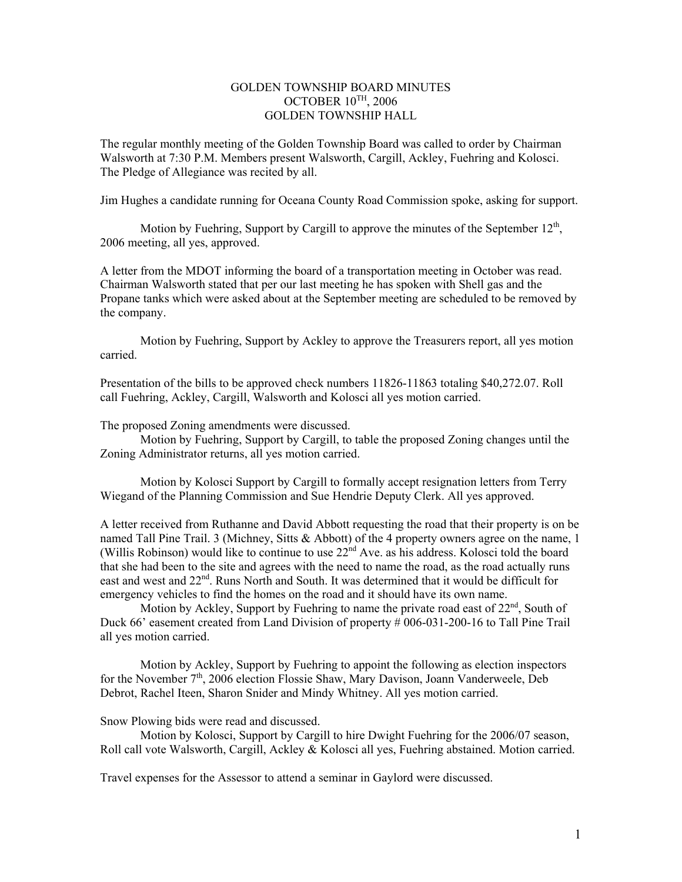# GOLDEN TOWNSHIP BOARD MINUTES
## OCTOBER 10TH, 2006
## GOLDEN TOWNSHIP HALL

The regular monthly meeting of the Golden Township Board was called to order by Chairman Walsworth at 7:30 P.M. Members present Walsworth, Cargill, Ackley, Fuehring and Kolosci. The Pledge of Allegiance was recited by all.

Jim Hughes a candidate running for Oceana County Road Commission spoke, asking for support.

Motion by Fuehring, Support by Cargill to approve the minutes of the September 12th, 2006 meeting, all yes, approved.

A letter from the MDOT informing the board of a transportation meeting in October was read. Chairman Walsworth stated that per our last meeting he has spoken with Shell gas and the Propane tanks which were asked about at the September meeting are scheduled to be removed by the company.

Motion by Fuehring, Support by Ackley to approve the Treasurers report, all yes motion carried.

Presentation of the bills to be approved check numbers 11826-11863 totaling $40,272.07. Roll call Fuehring, Ackley, Cargill, Walsworth and Kolosci all yes motion carried.

The proposed Zoning amendments were discussed.

Motion by Fuehring, Support by Cargill, to table the proposed Zoning changes until the Zoning Administrator returns, all yes motion carried.

Motion by Kolosci Support by Cargill to formally accept resignation letters from Terry Wiegand of the Planning Commission and Sue Hendrie Deputy Clerk. All yes approved.

A letter received from Ruthanne and David Abbott requesting the road that their property is on be named Tall Pine Trail. 3 (Michney, Sitts & Abbott) of the 4 property owners agree on the name, 1 (Willis Robinson) would like to continue to use 22nd Ave. as his address. Kolosci told the board that she had been to the site and agrees with the need to name the road, as the road actually runs east and west and 22nd. Runs North and South. It was determined that it would be difficult for emergency vehicles to find the homes on the road and it should have its own name.

Motion by Ackley, Support by Fuehring to name the private road east of 22nd, South of Duck 66' easement created from Land Division of property # 006-031-200-16 to Tall Pine Trail all yes motion carried.

Motion by Ackley, Support by Fuehring to appoint the following as election inspectors for the November 7th, 2006 election Flossie Shaw, Mary Davison, Joann Vanderweele, Deb Debrot, Rachel Iteen, Sharon Snider and Mindy Whitney. All yes motion carried.

Snow Plowing bids were read and discussed.

Motion by Kolosci, Support by Cargill to hire Dwight Fuehring for the 2006/07 season, Roll call vote Walsworth, Cargill, Ackley & Kolosci all yes, Fuehring abstained. Motion carried.

Travel expenses for the Assessor to attend a seminar in Gaylord were discussed.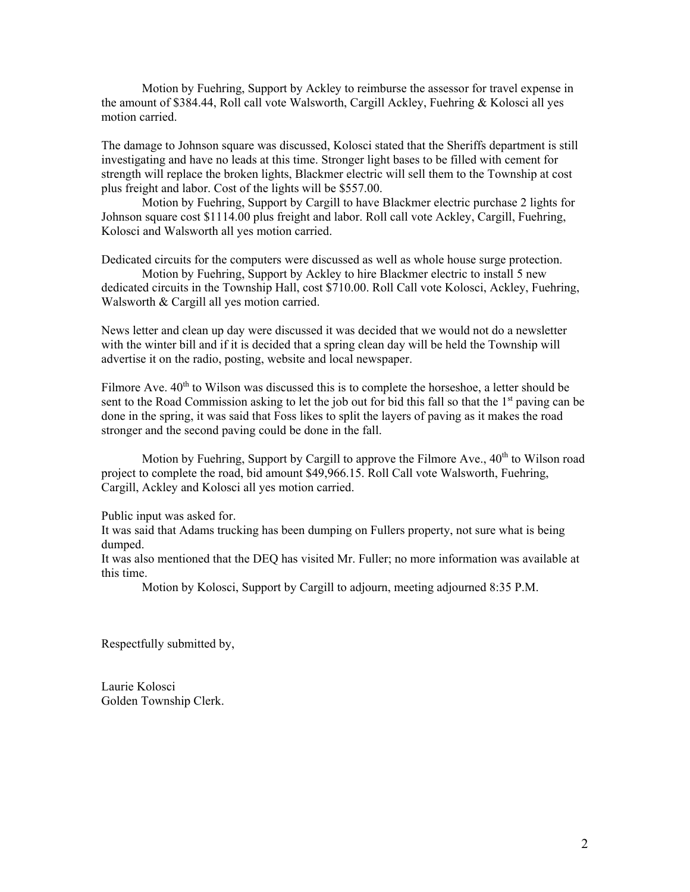Motion by Fuehring, Support by Ackley to reimburse the assessor for travel expense in the amount of $384.44, Roll call vote Walsworth, Cargill Ackley, Fuehring & Kolosci all yes motion carried.

The damage to Johnson square was discussed, Kolosci stated that the Sheriffs department is still investigating and have no leads at this time. Stronger light bases to be filled with cement for strength will replace the broken lights, Blackmer electric will sell them to the Township at cost plus freight and labor. Cost of the lights will be $557.00.

Motion by Fuehring, Support by Cargill to have Blackmer electric purchase 2 lights for Johnson square cost $1114.00 plus freight and labor. Roll call vote Ackley, Cargill, Fuehring, Kolosci and Walsworth all yes motion carried.

Dedicated circuits for the computers were discussed as well as whole house surge protection.

Motion by Fuehring, Support by Ackley to hire Blackmer electric to install 5 new dedicated circuits in the Township Hall, cost $710.00. Roll Call vote Kolosci, Ackley, Fuehring, Walsworth & Cargill all yes motion carried.

News letter and clean up day were discussed it was decided that we would not do a newsletter with the winter bill and if it is decided that a spring clean day will be held the Township will advertise it on the radio, posting, website and local newspaper.

Filmore Ave. 40th to Wilson was discussed this is to complete the horseshoe, a letter should be sent to the Road Commission asking to let the job out for bid this fall so that the 1st paving can be done in the spring, it was said that Foss likes to split the layers of paving as it makes the road stronger and the second paving could be done in the fall.

Motion by Fuehring, Support by Cargill to approve the Filmore Ave., 40th to Wilson road project to complete the road, bid amount $49,966.15. Roll Call vote Walsworth, Fuehring, Cargill, Ackley and Kolosci all yes motion carried.

Public input was asked for.

It was said that Adams trucking has been dumping on Fullers property, not sure what is being dumped.

It was also mentioned that the DEQ has visited Mr. Fuller; no more information was available at this time.

Motion by Kolosci, Support by Cargill to adjourn, meeting adjourned 8:35 P.M.

Respectfully submitted by,

Laurie Kolosci
Golden Township Clerk.